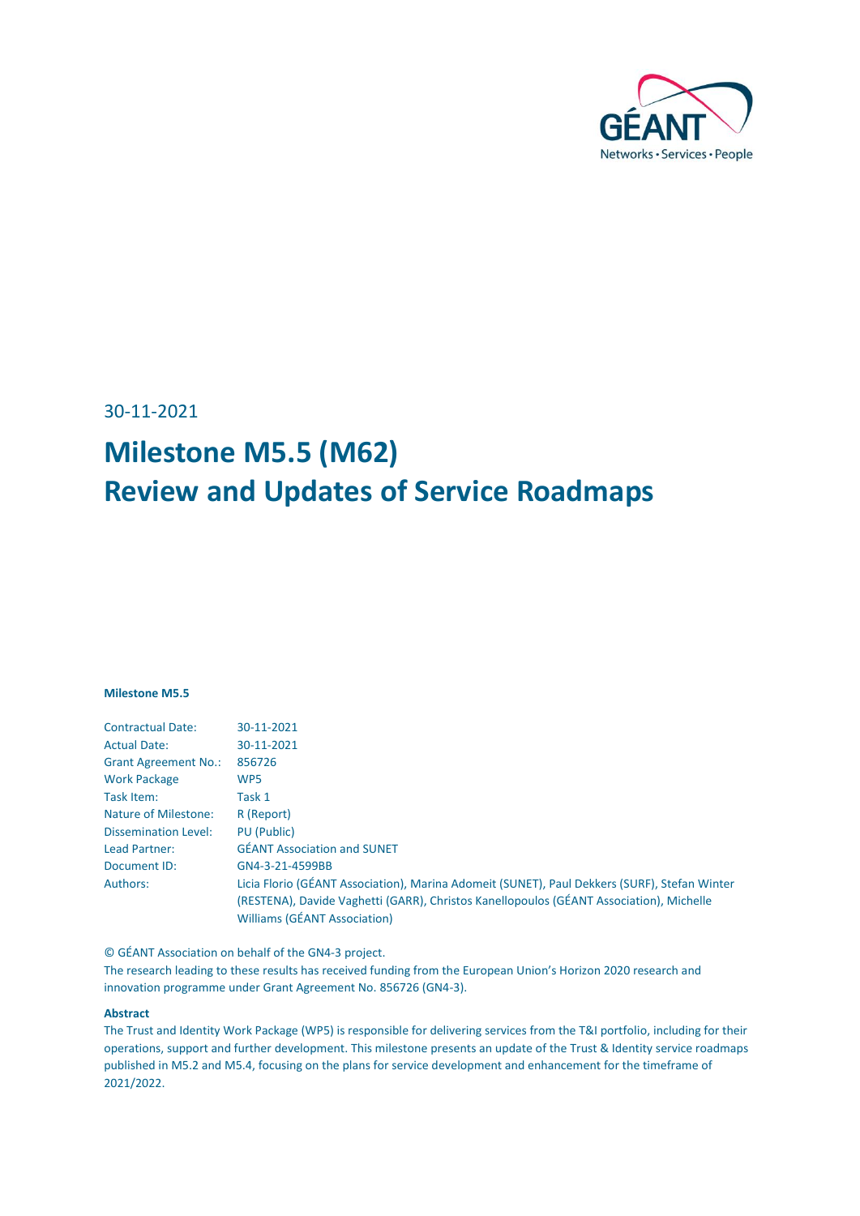30-11-2021

# Milestone M5.5 (M62)
# Review and Updates of Service Roadmaps

**Milestone M5.5**

| | |
|---|---|
| Contractual Date: | 30-11-2021 |
| Actual Date: | 30-11-2021 |
| Grant Agreement No.: | 856726 |
| Work Package | WP5 |
| Task Item: | Task 1 |
| Nature of Milestone: | R (Report) |
| Dissemination Level: | PU (Public) |
| Lead Partner: | GÉANT Association and SUNET |
| Document ID: | GN4-3-21-4599BB |
| Authors: | Licia Florio (GÉANT Association), Marina Adomeit (SUNET), Paul Dekkers (SURF), Stefan Winter (RESTENA), Davide Vaghetti (GARR), Christos Kanellopoulos (GÉANT Association), Michelle Williams (GÉANT Association) |

© GÉANT Association on behalf of the GN4-3 project.
The research leading to these results has received funding from the European Union's Horizon 2020 research and innovation programme under Grant Agreement No. 856726 (GN4-3).

**Abstract**

The Trust and Identity Work Package (WP5) is responsible for delivering services from the T&I portfolio, including for their operations, support and further development. This milestone presents an update of the Trust & Identity service roadmaps published in M5.2 and M5.4, focusing on the plans for service development and enhancement for the timeframe of 2021/2022.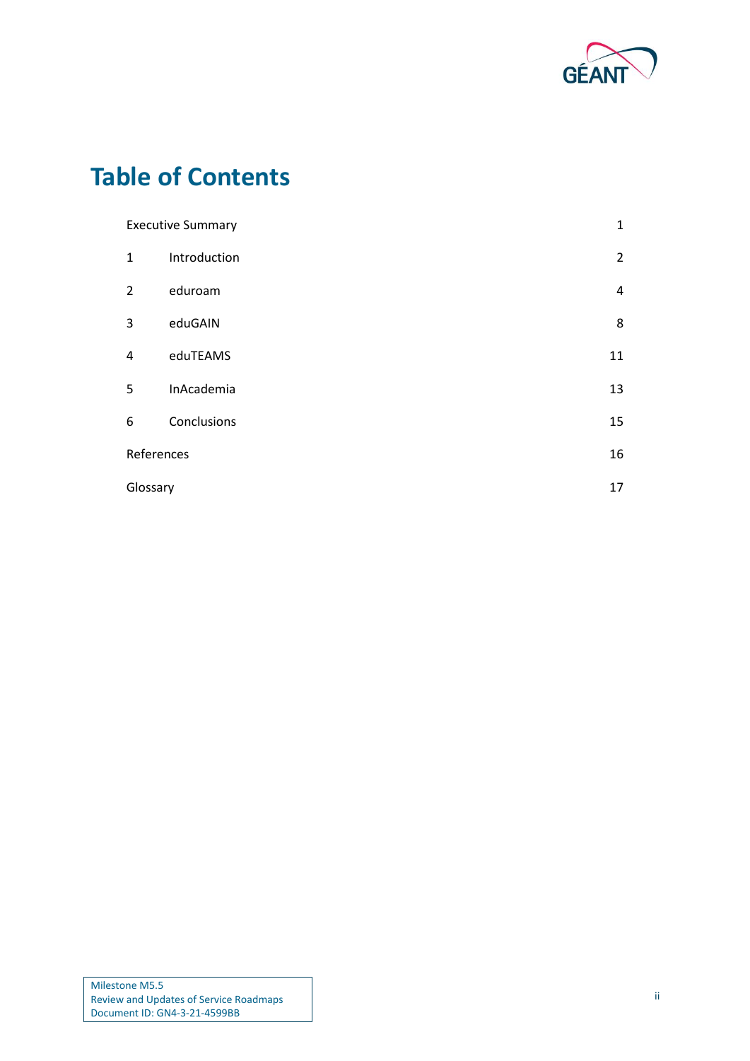# Table of Contents

| | | |
|---|---|---|
| Executive Summary | | 1 |
| 1 | Introduction | 2 |
| 2 | eduroam | 4 |
| 3 | eduGAIN | 8 |
| 4 | eduTEAMS | 11 |
| 5 | InAcademia | 13 |
| 6 | Conclusions | 15 |
| References | | 16 |
| Glossary | | 17 |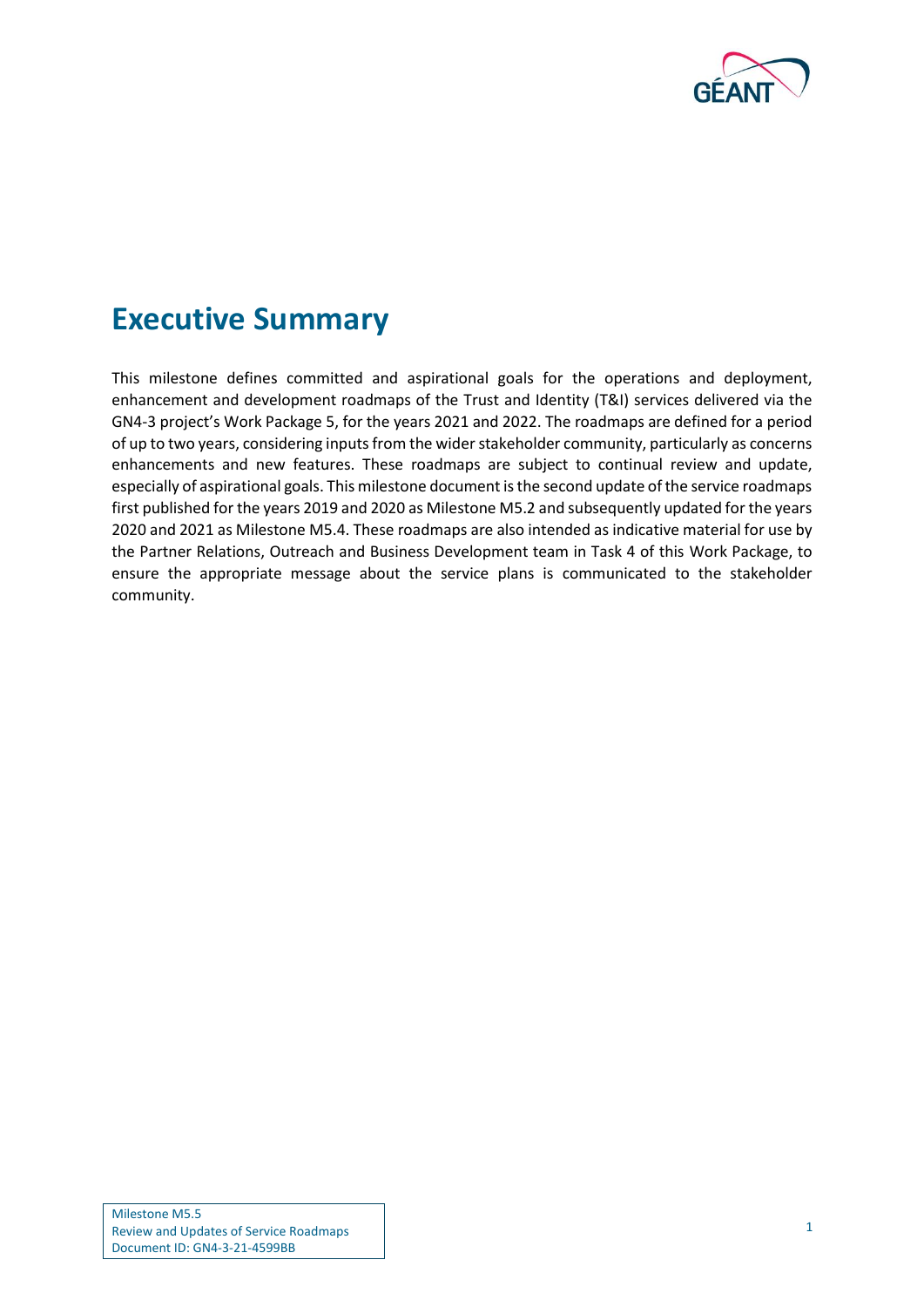# Executive Summary

This milestone defines committed and aspirational goals for the operations and deployment, enhancement and development roadmaps of the Trust and Identity (T&I) services delivered via the GN4-3 project's Work Package 5, for the years 2021 and 2022. The roadmaps are defined for a period of up to two years, considering inputs from the wider stakeholder community, particularly as concerns enhancements and new features. These roadmaps are subject to continual review and update, especially of aspirational goals. This milestone document is the second update of the service roadmaps first published for the years 2019 and 2020 as Milestone M5.2 and subsequently updated for the years 2020 and 2021 as Milestone M5.4. These roadmaps are also intended as indicative material for use by the Partner Relations, Outreach and Business Development team in Task 4 of this Work Package, to ensure the appropriate message about the service plans is communicated to the stakeholder community.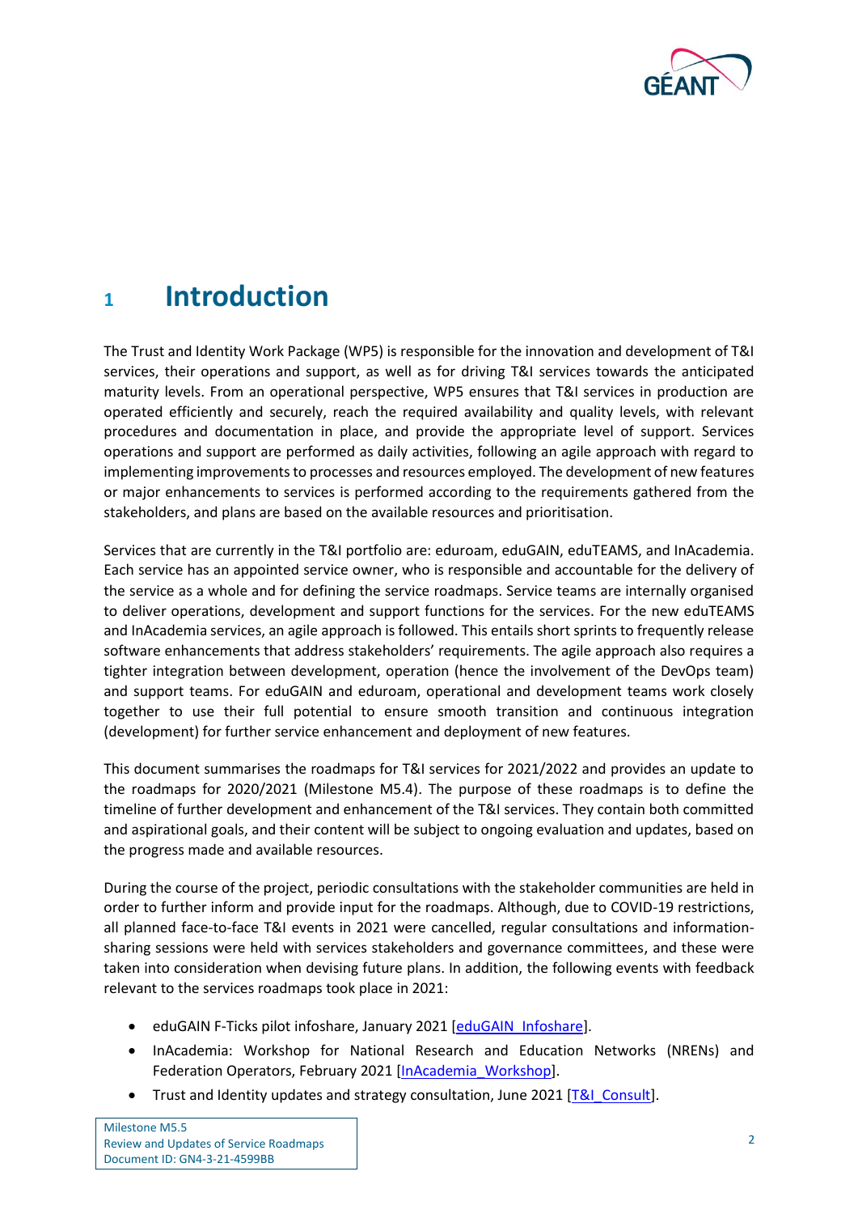# 1 Introduction

The Trust and Identity Work Package (WP5) is responsible for the innovation and development of T&I services, their operations and support, as well as for driving T&I services towards the anticipated maturity levels. From an operational perspective, WP5 ensures that T&I services in production are operated efficiently and securely, reach the required availability and quality levels, with relevant procedures and documentation in place, and provide the appropriate level of support. Services operations and support are performed as daily activities, following an agile approach with regard to implementing improvements to processes and resources employed. The development of new features or major enhancements to services is performed according to the requirements gathered from the stakeholders, and plans are based on the available resources and prioritisation.

Services that are currently in the T&I portfolio are: eduroam, eduGAIN, eduTEAMS, and InAcademia. Each service has an appointed service owner, who is responsible and accountable for the delivery of the service as a whole and for defining the service roadmaps. Service teams are internally organised to deliver operations, development and support functions for the services. For the new eduTEAMS and InAcademia services, an agile approach is followed. This entails short sprints to frequently release software enhancements that address stakeholders' requirements. The agile approach also requires a tighter integration between development, operation (hence the involvement of the DevOps team) and support teams. For eduGAIN and eduroam, operational and development teams work closely together to use their full potential to ensure smooth transition and continuous integration (development) for further service enhancement and deployment of new features.

This document summarises the roadmaps for T&I services for 2021/2022 and provides an update to the roadmaps for 2020/2021 (Milestone M5.4). The purpose of these roadmaps is to define the timeline of further development and enhancement of the T&I services. They contain both committed and aspirational goals, and their content will be subject to ongoing evaluation and updates, based on the progress made and available resources.

During the course of the project, periodic consultations with the stakeholder communities are held in order to further inform and provide input for the roadmaps. Although, due to COVID-19 restrictions, all planned face-to-face T&I events in 2021 were cancelled, regular consultations and information-sharing sessions were held with services stakeholders and governance committees, and these were taken into consideration when devising future plans. In addition, the following events with feedback relevant to the services roadmaps took place in 2021:

- eduGAIN F-Ticks pilot infoshare, January 2021 [eduGAIN_Infoshare].
- InAcademia: Workshop for National Research and Education Networks (NRENs) and Federation Operators, February 2021 [InAcademia_Workshop].
- Trust and Identity updates and strategy consultation, June 2021 [T&I_Consult].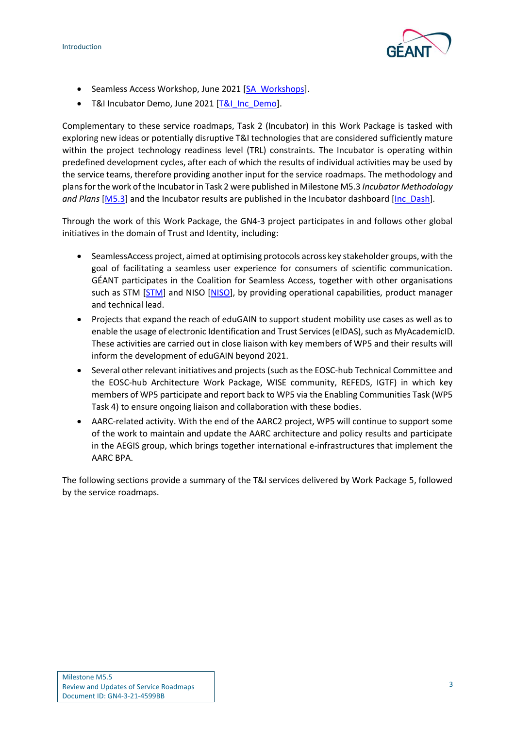- Seamless Access Workshop, June 2021 [SA_Workshops].
- T&I Incubator Demo, June 2021 [T&I_Inc_Demo].

Complementary to these service roadmaps, Task 2 (Incubator) in this Work Package is tasked with exploring new ideas or potentially disruptive T&I technologies that are considered sufficiently mature within the project technology readiness level (TRL) constraints. The Incubator is operating within predefined development cycles, after each of which the results of individual activities may be used by the service teams, therefore providing another input for the service roadmaps. The methodology and plans for the work of the Incubator in Task 2 were published in Milestone M5.3 *Incubator Methodology and Plans* [M5.3] and the Incubator results are published in the Incubator dashboard [Inc_Dash].

Through the work of this Work Package, the GN4-3 project participates in and follows other global initiatives in the domain of Trust and Identity, including:

- SeamlessAccess project, aimed at optimising protocols across key stakeholder groups, with the goal of facilitating a seamless user experience for consumers of scientific communication. GÉANT participates in the Coalition for Seamless Access, together with other organisations such as STM [STM] and NISO [NISO], by providing operational capabilities, product manager and technical lead.
- Projects that expand the reach of eduGAIN to support student mobility use cases as well as to enable the usage of electronic Identification and Trust Services (eIDAS), such as MyAcademicID. These activities are carried out in close liaison with key members of WP5 and their results will inform the development of eduGAIN beyond 2021.
- Several other relevant initiatives and projects (such as the EOSC-hub Technical Committee and the EOSC-hub Architecture Work Package, WISE community, REFEDS, IGTF) in which key members of WP5 participate and report back to WP5 via the Enabling Communities Task (WP5 Task 4) to ensure ongoing liaison and collaboration with these bodies.
- AARC-related activity. With the end of the AARC2 project, WP5 will continue to support some of the work to maintain and update the AARC architecture and policy results and participate in the AEGIS group, which brings together international e-infrastructures that implement the AARC BPA.

The following sections provide a summary of the T&I services delivered by Work Package 5, followed by the service roadmaps.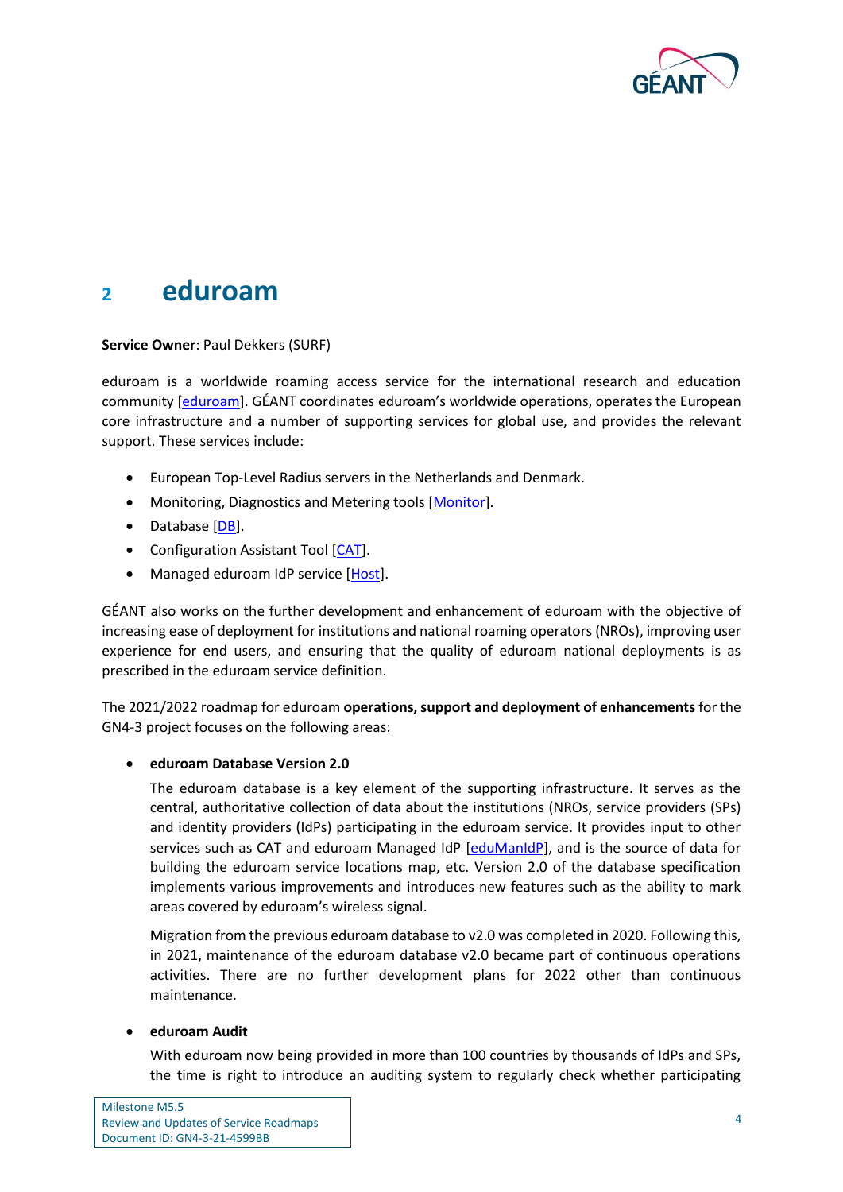# 2 eduroam

**Service Owner**: Paul Dekkers (SURF)

eduroam is a worldwide roaming access service for the international research and education community [eduroam]. GÉANT coordinates eduroam's worldwide operations, operates the European core infrastructure and a number of supporting services for global use, and provides the relevant support. These services include:

- European Top-Level Radius servers in the Netherlands and Denmark.
- Monitoring, Diagnostics and Metering tools [Monitor].
- Database [DB].
- Configuration Assistant Tool [CAT].
- Managed eduroam IdP service [Host].

GÉANT also works on the further development and enhancement of eduroam with the objective of increasing ease of deployment for institutions and national roaming operators (NROs), improving user experience for end users, and ensuring that the quality of eduroam national deployments is as prescribed in the eduroam service definition.

The 2021/2022 roadmap for eduroam **operations, support and deployment of enhancements** for the GN4-3 project focuses on the following areas:

- **eduroam Database Version 2.0**

  The eduroam database is a key element of the supporting infrastructure. It serves as the central, authoritative collection of data about the institutions (NROs, service providers (SPs) and identity providers (IdPs) participating in the eduroam service. It provides input to other services such as CAT and eduroam Managed IdP [eduManIdP], and is the source of data for building the eduroam service locations map, etc. Version 2.0 of the database specification implements various improvements and introduces new features such as the ability to mark areas covered by eduroam's wireless signal.

  Migration from the previous eduroam database to v2.0 was completed in 2020. Following this, in 2021, maintenance of the eduroam database v2.0 became part of continuous operations activities. There are no further development plans for 2022 other than continuous maintenance.

- **eduroam Audit**

  With eduroam now being provided in more than 100 countries by thousands of IdPs and SPs, the time is right to introduce an auditing system to regularly check whether participating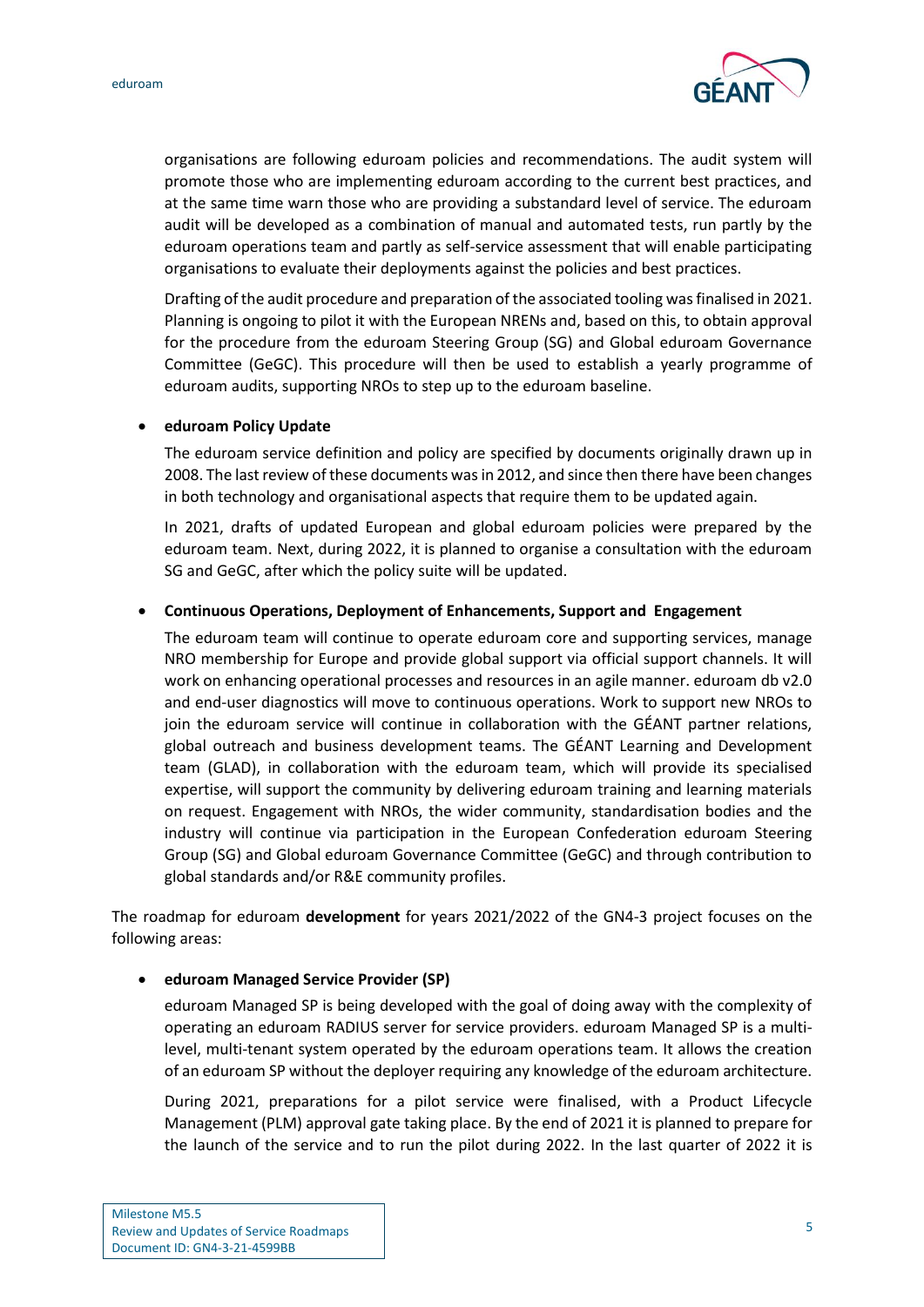organisations are following eduroam policies and recommendations. The audit system will promote those who are implementing eduroam according to the current best practices, and at the same time warn those who are providing a substandard level of service. The eduroam audit will be developed as a combination of manual and automated tests, run partly by the eduroam operations team and partly as self-service assessment that will enable participating organisations to evaluate their deployments against the policies and best practices.

Drafting of the audit procedure and preparation of the associated tooling was finalised in 2021. Planning is ongoing to pilot it with the European NRENs and, based on this, to obtain approval for the procedure from the eduroam Steering Group (SG) and Global eduroam Governance Committee (GeGC). This procedure will then be used to establish a yearly programme of eduroam audits, supporting NROs to step up to the eduroam baseline.

- **eduroam Policy Update**

  The eduroam service definition and policy are specified by documents originally drawn up in 2008. The last review of these documents was in 2012, and since then there have been changes in both technology and organisational aspects that require them to be updated again.

  In 2021, drafts of updated European and global eduroam policies were prepared by the eduroam team. Next, during 2022, it is planned to organise a consultation with the eduroam SG and GeGC, after which the policy suite will be updated.

- **Continuous Operations, Deployment of Enhancements, Support and Engagement**

  The eduroam team will continue to operate eduroam core and supporting services, manage NRO membership for Europe and provide global support via official support channels. It will work on enhancing operational processes and resources in an agile manner. eduroam db v2.0 and end-user diagnostics will move to continuous operations. Work to support new NROs to join the eduroam service will continue in collaboration with the GÉANT partner relations, global outreach and business development teams. The GÉANT Learning and Development team (GLAD), in collaboration with the eduroam team, which will provide its specialised expertise, will support the community by delivering eduroam training and learning materials on request. Engagement with NROs, the wider community, standardisation bodies and the industry will continue via participation in the European Confederation eduroam Steering Group (SG) and Global eduroam Governance Committee (GeGC) and through contribution to global standards and/or R&E community profiles.

The roadmap for eduroam **development** for years 2021/2022 of the GN4-3 project focuses on the following areas:

- **eduroam Managed Service Provider (SP)**

  eduroam Managed SP is being developed with the goal of doing away with the complexity of operating an eduroam RADIUS server for service providers. eduroam Managed SP is a multi-level, multi-tenant system operated by the eduroam operations team. It allows the creation of an eduroam SP without the deployer requiring any knowledge of the eduroam architecture.

  During 2021, preparations for a pilot service were finalised, with a Product Lifecycle Management (PLM) approval gate taking place. By the end of 2021 it is planned to prepare for the launch of the service and to run the pilot during 2022. In the last quarter of 2022 it is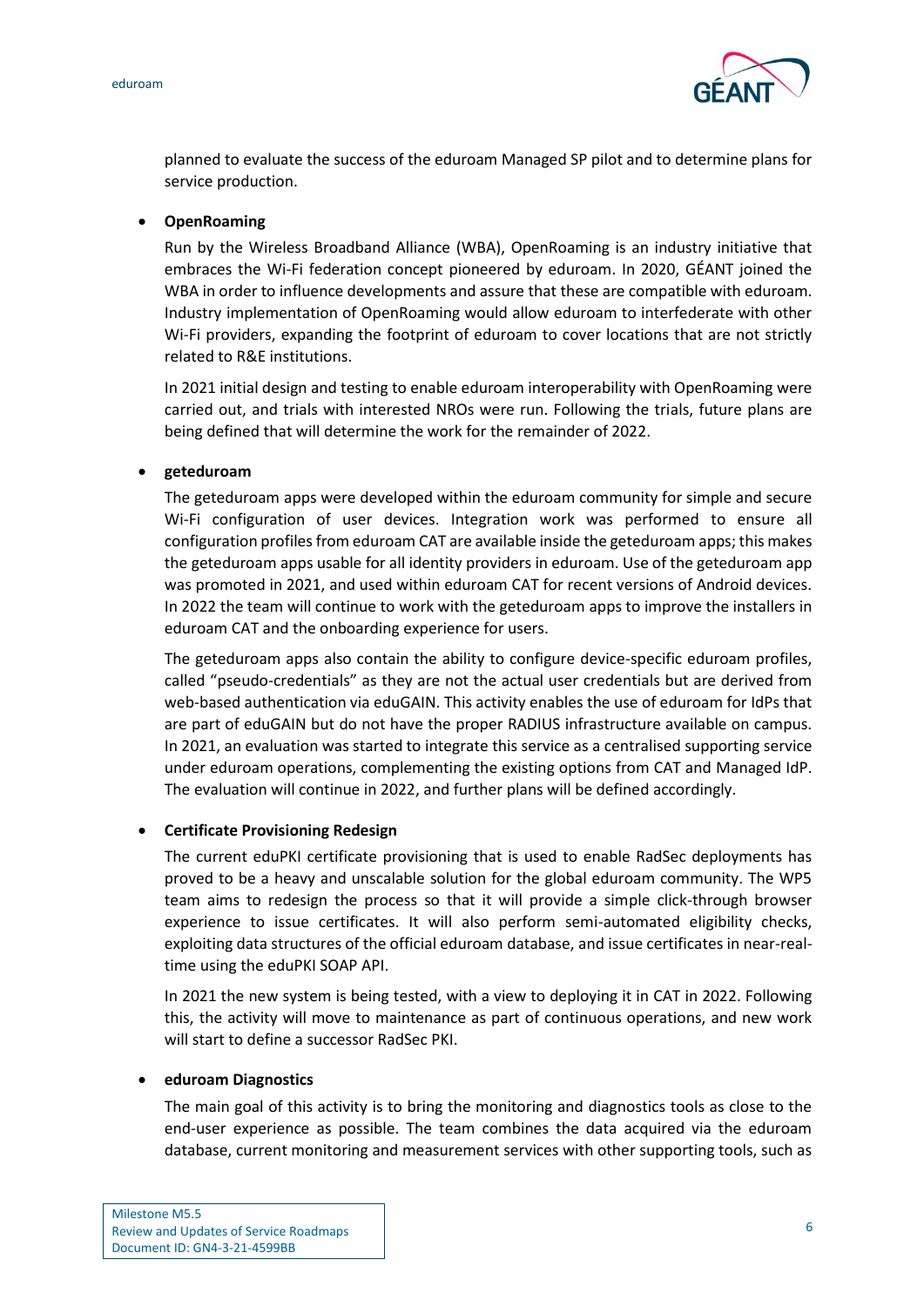planned to evaluate the success of the eduroam Managed SP pilot and to determine plans for service production.

- **OpenRoaming**

  Run by the Wireless Broadband Alliance (WBA), OpenRoaming is an industry initiative that embraces the Wi-Fi federation concept pioneered by eduroam. In 2020, GÉANT joined the WBA in order to influence developments and assure that these are compatible with eduroam. Industry implementation of OpenRoaming would allow eduroam to interfederate with other Wi-Fi providers, expanding the footprint of eduroam to cover locations that are not strictly related to R&E institutions.

  In 2021 initial design and testing to enable eduroam interoperability with OpenRoaming were carried out, and trials with interested NROs were run. Following the trials, future plans are being defined that will determine the work for the remainder of 2022.

- **geteduroam**

  The geteduroam apps were developed within the eduroam community for simple and secure Wi-Fi configuration of user devices. Integration work was performed to ensure all configuration profiles from eduroam CAT are available inside the geteduroam apps; this makes the geteduroam apps usable for all identity providers in eduroam. Use of the geteduroam app was promoted in 2021, and used within eduroam CAT for recent versions of Android devices. In 2022 the team will continue to work with the geteduroam apps to improve the installers in eduroam CAT and the onboarding experience for users.

  The geteduroam apps also contain the ability to configure device-specific eduroam profiles, called "pseudo-credentials" as they are not the actual user credentials but are derived from web-based authentication via eduGAIN. This activity enables the use of eduroam for IdPs that are part of eduGAIN but do not have the proper RADIUS infrastructure available on campus. In 2021, an evaluation was started to integrate this service as a centralised supporting service under eduroam operations, complementing the existing options from CAT and Managed IdP. The evaluation will continue in 2022, and further plans will be defined accordingly.

- **Certificate Provisioning Redesign**

  The current eduPKI certificate provisioning that is used to enable RadSec deployments has proved to be a heavy and unscalable solution for the global eduroam community. The WP5 team aims to redesign the process so that it will provide a simple click-through browser experience to issue certificates. It will also perform semi-automated eligibility checks, exploiting data structures of the official eduroam database, and issue certificates in near-real-time using the eduPKI SOAP API.

  In 2021 the new system is being tested, with a view to deploying it in CAT in 2022. Following this, the activity will move to maintenance as part of continuous operations, and new work will start to define a successor RadSec PKI.

- **eduroam Diagnostics**

  The main goal of this activity is to bring the monitoring and diagnostics tools as close to the end-user experience as possible. The team combines the data acquired via the eduroam database, current monitoring and measurement services with other supporting tools, such as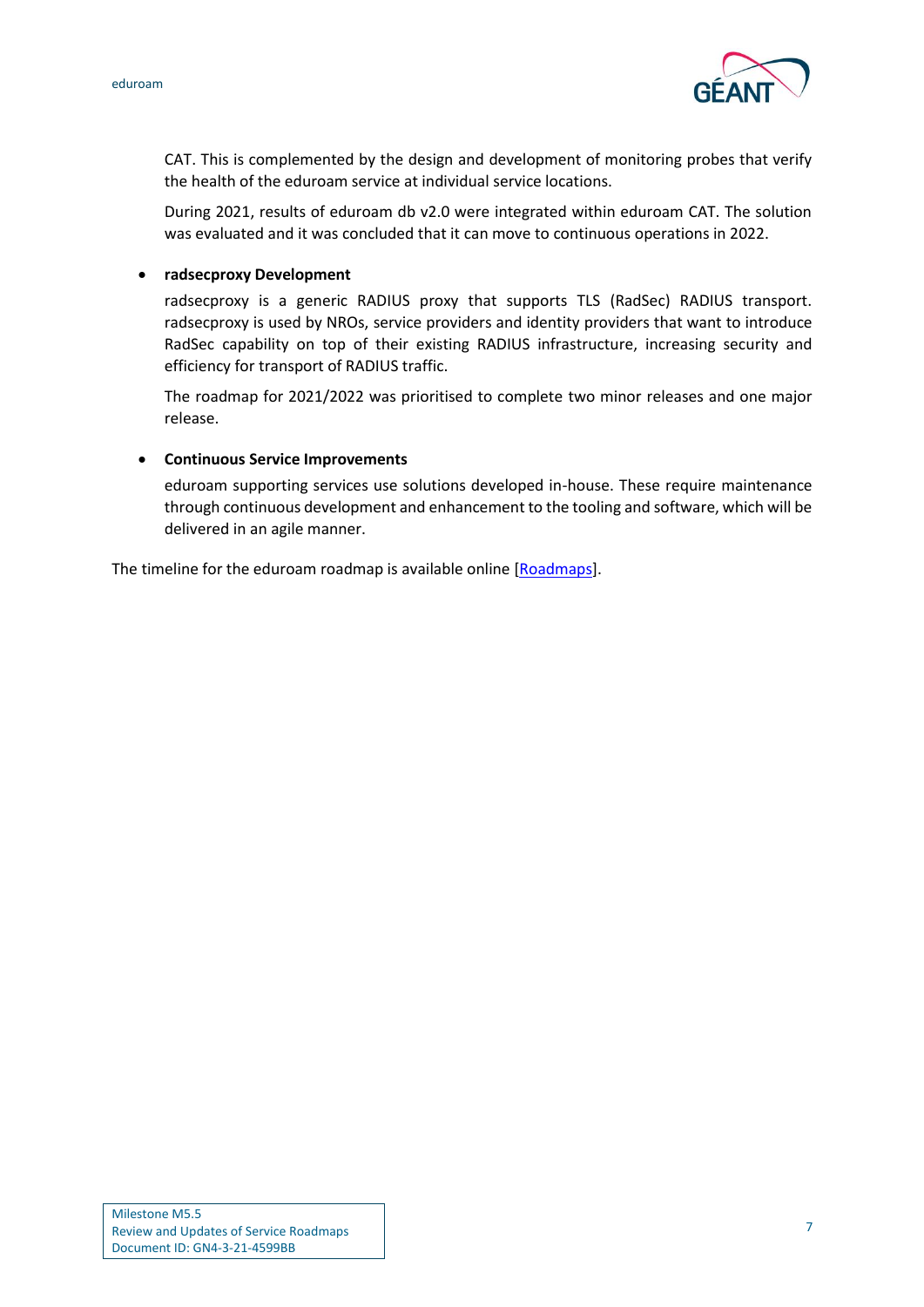CAT. This is complemented by the design and development of monitoring probes that verify the health of the eduroam service at individual service locations.

During 2021, results of eduroam db v2.0 were integrated within eduroam CAT. The solution was evaluated and it was concluded that it can move to continuous operations in 2022.

- **radsecproxy Development**

  radsecproxy is a generic RADIUS proxy that supports TLS (RadSec) RADIUS transport. radsecproxy is used by NROs, service providers and identity providers that want to introduce RadSec capability on top of their existing RADIUS infrastructure, increasing security and efficiency for transport of RADIUS traffic.

  The roadmap for 2021/2022 was prioritised to complete two minor releases and one major release.

- **Continuous Service Improvements**

  eduroam supporting services use solutions developed in-house. These require maintenance through continuous development and enhancement to the tooling and software, which will be delivered in an agile manner.

The timeline for the eduroam roadmap is available online [Roadmaps].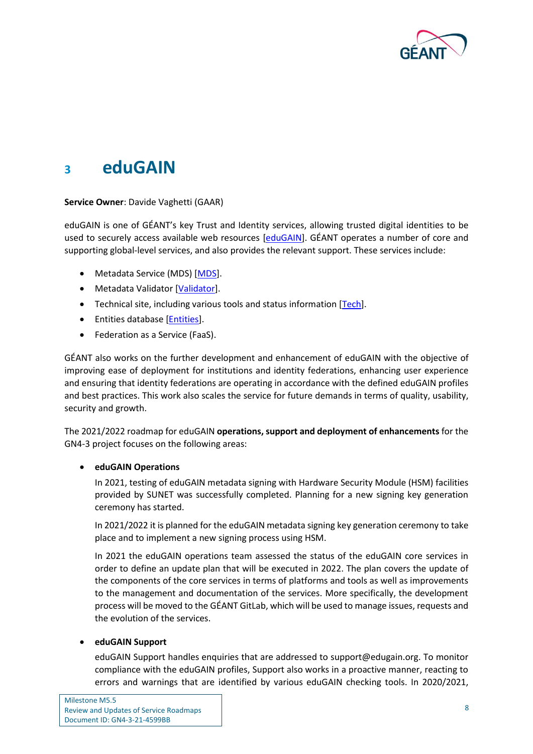# 3 eduGAIN

**Service Owner**: Davide Vaghetti (GAAR)

eduGAIN is one of GÉANT's key Trust and Identity services, allowing trusted digital identities to be used to securely access available web resources [eduGAIN]. GÉANT operates a number of core and supporting global-level services, and also provides the relevant support. These services include:

- Metadata Service (MDS) [MDS].
- Metadata Validator [Validator].
- Technical site, including various tools and status information [Tech].
- Entities database [Entities].
- Federation as a Service (FaaS).

GÉANT also works on the further development and enhancement of eduGAIN with the objective of improving ease of deployment for institutions and identity federations, enhancing user experience and ensuring that identity federations are operating in accordance with the defined eduGAIN profiles and best practices. This work also scales the service for future demands in terms of quality, usability, security and growth.

The 2021/2022 roadmap for eduGAIN **operations, support and deployment of enhancements** for the GN4-3 project focuses on the following areas:

- **eduGAIN Operations**

  In 2021, testing of eduGAIN metadata signing with Hardware Security Module (HSM) facilities provided by SUNET was successfully completed. Planning for a new signing key generation ceremony has started.

  In 2021/2022 it is planned for the eduGAIN metadata signing key generation ceremony to take place and to implement a new signing process using HSM.

  In 2021 the eduGAIN operations team assessed the status of the eduGAIN core services in order to define an update plan that will be executed in 2022. The plan covers the update of the components of the core services in terms of platforms and tools as well as improvements to the management and documentation of the services. More specifically, the development process will be moved to the GÉANT GitLab, which will be used to manage issues, requests and the evolution of the services.

- **eduGAIN Support**

  eduGAIN Support handles enquiries that are addressed to support@edugain.org. To monitor compliance with the eduGAIN profiles, Support also works in a proactive manner, reacting to errors and warnings that are identified by various eduGAIN checking tools. In 2020/2021,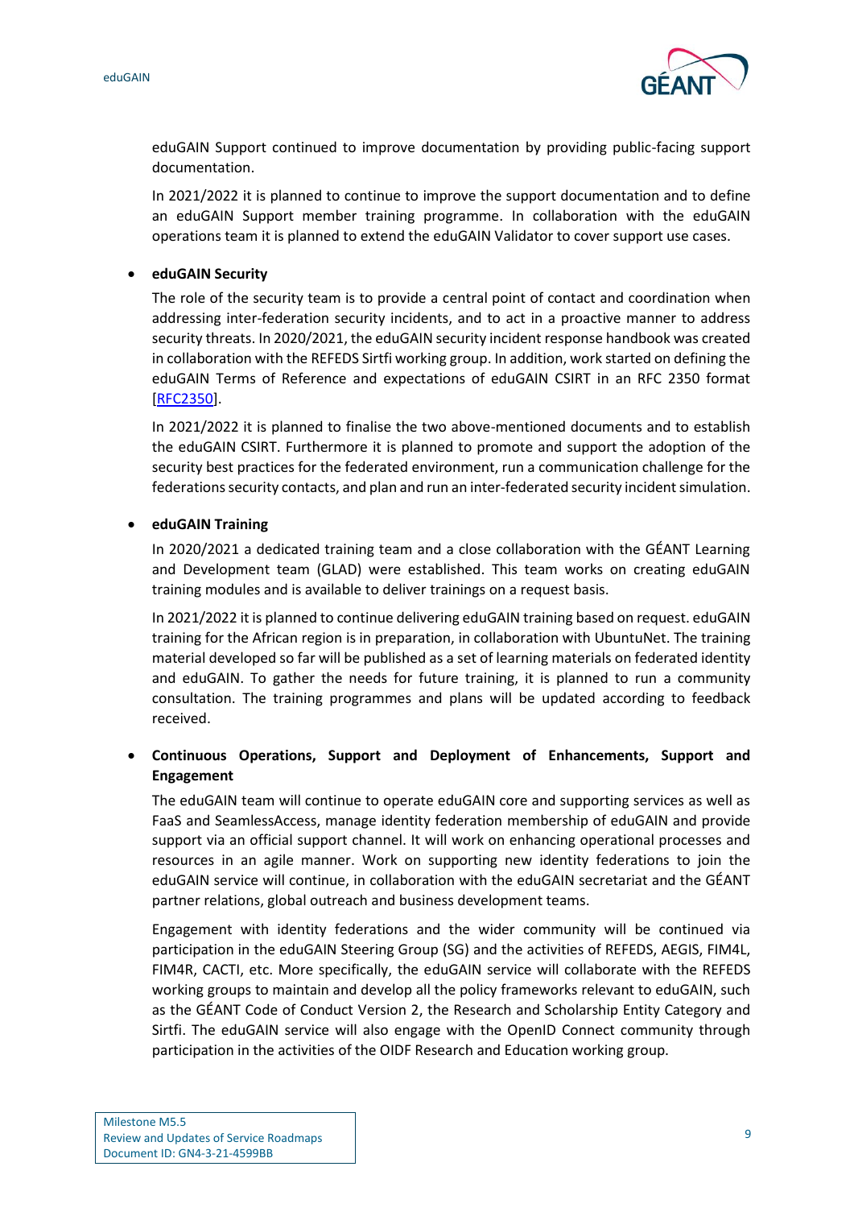eduGAIN Support continued to improve documentation by providing public-facing support documentation.

In 2021/2022 it is planned to continue to improve the support documentation and to define an eduGAIN Support member training programme. In collaboration with the eduGAIN operations team it is planned to extend the eduGAIN Validator to cover support use cases.

- **eduGAIN Security**

  The role of the security team is to provide a central point of contact and coordination when addressing inter-federation security incidents, and to act in a proactive manner to address security threats. In 2020/2021, the eduGAIN security incident response handbook was created in collaboration with the REFEDS Sirtfi working group. In addition, work started on defining the eduGAIN Terms of Reference and expectations of eduGAIN CSIRT in an RFC 2350 format [RFC2350].

  In 2021/2022 it is planned to finalise the two above-mentioned documents and to establish the eduGAIN CSIRT. Furthermore it is planned to promote and support the adoption of the security best practices for the federated environment, run a communication challenge for the federations security contacts, and plan and run an inter-federated security incident simulation.

- **eduGAIN Training**

  In 2020/2021 a dedicated training team and a close collaboration with the GÉANT Learning and Development team (GLAD) were established. This team works on creating eduGAIN training modules and is available to deliver trainings on a request basis.

  In 2021/2022 it is planned to continue delivering eduGAIN training based on request. eduGAIN training for the African region is in preparation, in collaboration with UbuntuNet. The training material developed so far will be published as a set of learning materials on federated identity and eduGAIN. To gather the needs for future training, it is planned to run a community consultation. The training programmes and plans will be updated according to feedback received.

- **Continuous Operations, Support and Deployment of Enhancements, Support and Engagement**

  The eduGAIN team will continue to operate eduGAIN core and supporting services as well as FaaS and SeamlessAccess, manage identity federation membership of eduGAIN and provide support via an official support channel. It will work on enhancing operational processes and resources in an agile manner. Work on supporting new identity federations to join the eduGAIN service will continue, in collaboration with the eduGAIN secretariat and the GÉANT partner relations, global outreach and business development teams.

  Engagement with identity federations and the wider community will be continued via participation in the eduGAIN Steering Group (SG) and the activities of REFEDS, AEGIS, FIM4L, FIM4R, CACTI, etc. More specifically, the eduGAIN service will collaborate with the REFEDS working groups to maintain and develop all the policy frameworks relevant to eduGAIN, such as the GÉANT Code of Conduct Version 2, the Research and Scholarship Entity Category and Sirtfi. The eduGAIN service will also engage with the OpenID Connect community through participation in the activities of the OIDF Research and Education working group.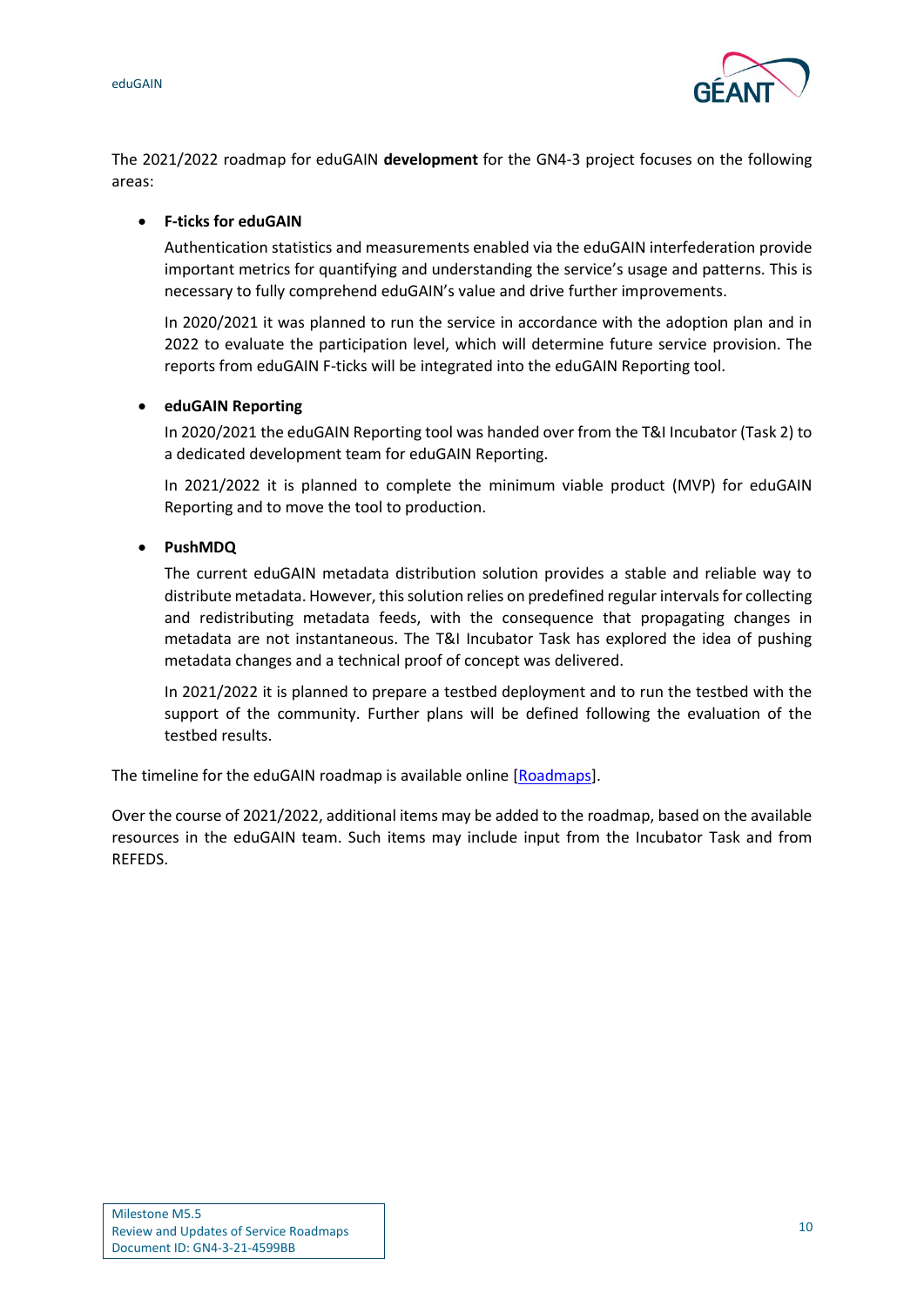The 2021/2022 roadmap for eduGAIN **development** for the GN4-3 project focuses on the following areas:

- **F-ticks for eduGAIN**

  Authentication statistics and measurements enabled via the eduGAIN interfederation provide important metrics for quantifying and understanding the service's usage and patterns. This is necessary to fully comprehend eduGAIN's value and drive further improvements.

  In 2020/2021 it was planned to run the service in accordance with the adoption plan and in 2022 to evaluate the participation level, which will determine future service provision. The reports from eduGAIN F-ticks will be integrated into the eduGAIN Reporting tool.

- **eduGAIN Reporting**

  In 2020/2021 the eduGAIN Reporting tool was handed over from the T&I Incubator (Task 2) to a dedicated development team for eduGAIN Reporting.

  In 2021/2022 it is planned to complete the minimum viable product (MVP) for eduGAIN Reporting and to move the tool to production.

- **PushMDQ**

  The current eduGAIN metadata distribution solution provides a stable and reliable way to distribute metadata. However, this solution relies on predefined regular intervals for collecting and redistributing metadata feeds, with the consequence that propagating changes in metadata are not instantaneous. The T&I Incubator Task has explored the idea of pushing metadata changes and a technical proof of concept was delivered.

  In 2021/2022 it is planned to prepare a testbed deployment and to run the testbed with the support of the community. Further plans will be defined following the evaluation of the testbed results.

The timeline for the eduGAIN roadmap is available online [Roadmaps].

Over the course of 2021/2022, additional items may be added to the roadmap, based on the available resources in the eduGAIN team. Such items may include input from the Incubator Task and from REFEDS.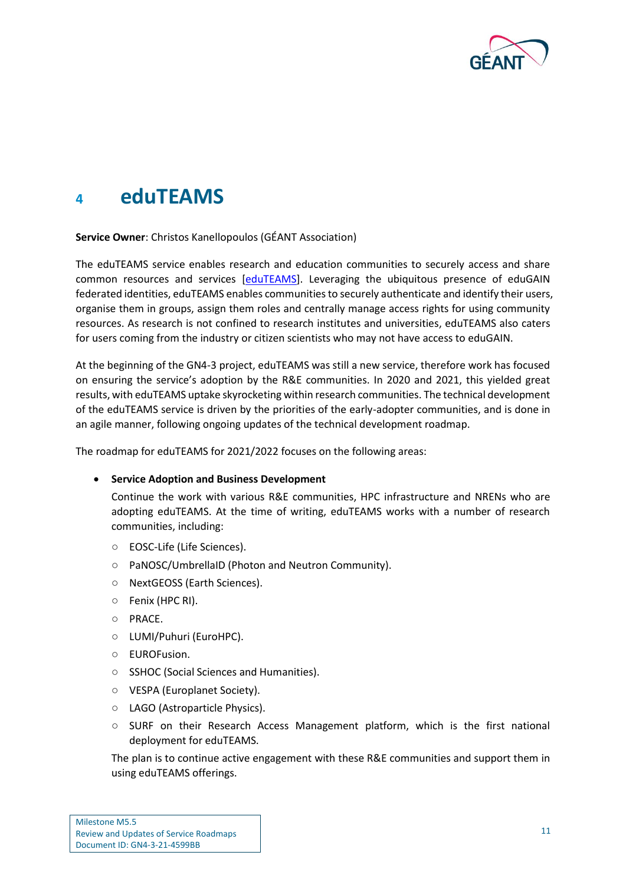# 4 eduTEAMS

**Service Owner**: Christos Kanellopoulos (GÉANT Association)

The eduTEAMS service enables research and education communities to securely access and share common resources and services [eduTEAMS]. Leveraging the ubiquitous presence of eduGAIN federated identities, eduTEAMS enables communities to securely authenticate and identify their users, organise them in groups, assign them roles and centrally manage access rights for using community resources. As research is not confined to research institutes and universities, eduTEAMS also caters for users coming from the industry or citizen scientists who may not have access to eduGAIN.

At the beginning of the GN4-3 project, eduTEAMS was still a new service, therefore work has focused on ensuring the service's adoption by the R&E communities. In 2020 and 2021, this yielded great results, with eduTEAMS uptake skyrocketing within research communities. The technical development of the eduTEAMS service is driven by the priorities of the early-adopter communities, and is done in an agile manner, following ongoing updates of the technical development roadmap.

The roadmap for eduTEAMS for 2021/2022 focuses on the following areas:

- **Service Adoption and Business Development**

  Continue the work with various R&E communities, HPC infrastructure and NRENs who are adopting eduTEAMS. At the time of writing, eduTEAMS works with a number of research communities, including:

  - EOSC-Life (Life Sciences).
  - PaNOSC/UmbrellaID (Photon and Neutron Community).
  - NextGEOSS (Earth Sciences).
  - Fenix (HPC RI).
  - PRACE.
  - LUMI/Puhuri (EuroHPC).
  - EUROFusion.
  - SSHOC (Social Sciences and Humanities).
  - VESPA (Europlanet Society).
  - LAGO (Astroparticle Physics).
  - SURF on their Research Access Management platform, which is the first national deployment for eduTEAMS.

  The plan is to continue active engagement with these R&E communities and support them in using eduTEAMS offerings.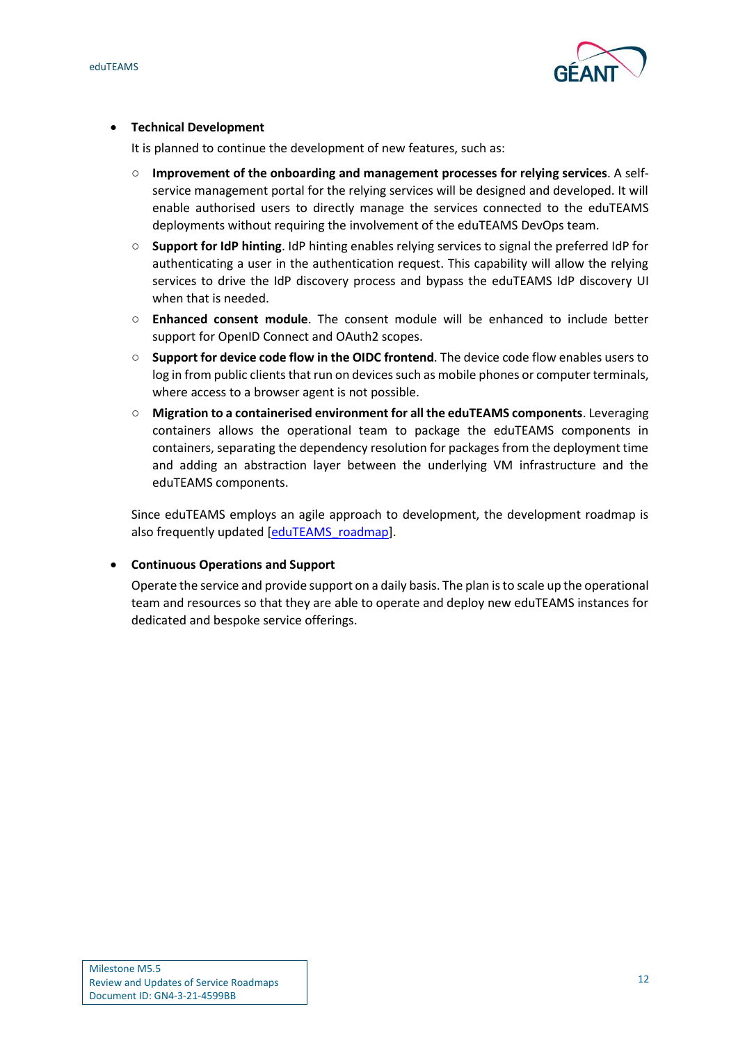- **Technical Development**

  It is planned to continue the development of new features, such as:

  - **Improvement of the onboarding and management processes for relying services**. A self-service management portal for the relying services will be designed and developed. It will enable authorised users to directly manage the services connected to the eduTEAMS deployments without requiring the involvement of the eduTEAMS DevOps team.
  - **Support for IdP hinting**. IdP hinting enables relying services to signal the preferred IdP for authenticating a user in the authentication request. This capability will allow the relying services to drive the IdP discovery process and bypass the eduTEAMS IdP discovery UI when that is needed.
  - **Enhanced consent module**. The consent module will be enhanced to include better support for OpenID Connect and OAuth2 scopes.
  - **Support for device code flow in the OIDC frontend**. The device code flow enables users to log in from public clients that run on devices such as mobile phones or computer terminals, where access to a browser agent is not possible.
  - **Migration to a containerised environment for all the eduTEAMS components**. Leveraging containers allows the operational team to package the eduTEAMS components in containers, separating the dependency resolution for packages from the deployment time and adding an abstraction layer between the underlying VM infrastructure and the eduTEAMS components.

  Since eduTEAMS employs an agile approach to development, the development roadmap is also frequently updated [eduTEAMS_roadmap].

- **Continuous Operations and Support**

  Operate the service and provide support on a daily basis. The plan is to scale up the operational team and resources so that they are able to operate and deploy new eduTEAMS instances for dedicated and bespoke service offerings.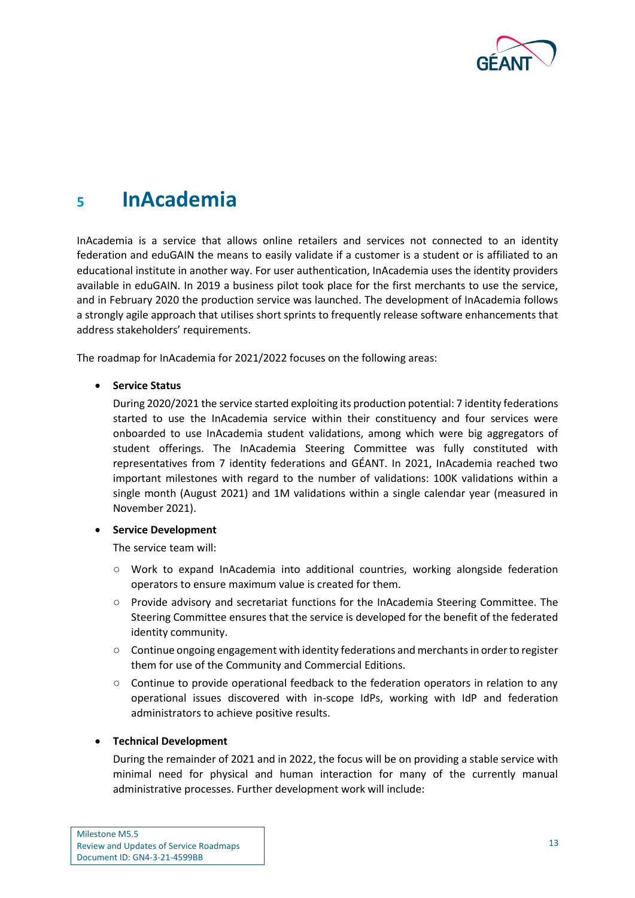# 5 InAcademia

InAcademia is a service that allows online retailers and services not connected to an identity federation and eduGAIN the means to easily validate if a customer is a student or is affiliated to an educational institute in another way. For user authentication, InAcademia uses the identity providers available in eduGAIN. In 2019 a business pilot took place for the first merchants to use the service, and in February 2020 the production service was launched. The development of InAcademia follows a strongly agile approach that utilises short sprints to frequently release software enhancements that address stakeholders' requirements.

The roadmap for InAcademia for 2021/2022 focuses on the following areas:

- **Service Status**

  During 2020/2021 the service started exploiting its production potential: 7 identity federations started to use the InAcademia service within their constituency and four services were onboarded to use InAcademia student validations, among which were big aggregators of student offerings. The InAcademia Steering Committee was fully constituted with representatives from 7 identity federations and GÉANT. In 2021, InAcademia reached two important milestones with regard to the number of validations: 100K validations within a single month (August 2021) and 1M validations within a single calendar year (measured in November 2021).

- **Service Development**

  The service team will:

  - Work to expand InAcademia into additional countries, working alongside federation operators to ensure maximum value is created for them.
  - Provide advisory and secretariat functions for the InAcademia Steering Committee. The Steering Committee ensures that the service is developed for the benefit of the federated identity community.
  - Continue ongoing engagement with identity federations and merchants in order to register them for use of the Community and Commercial Editions.
  - Continue to provide operational feedback to the federation operators in relation to any operational issues discovered with in-scope IdPs, working with IdP and federation administrators to achieve positive results.

- **Technical Development**

  During the remainder of 2021 and in 2022, the focus will be on providing a stable service with minimal need for physical and human interaction for many of the currently manual administrative processes. Further development work will include: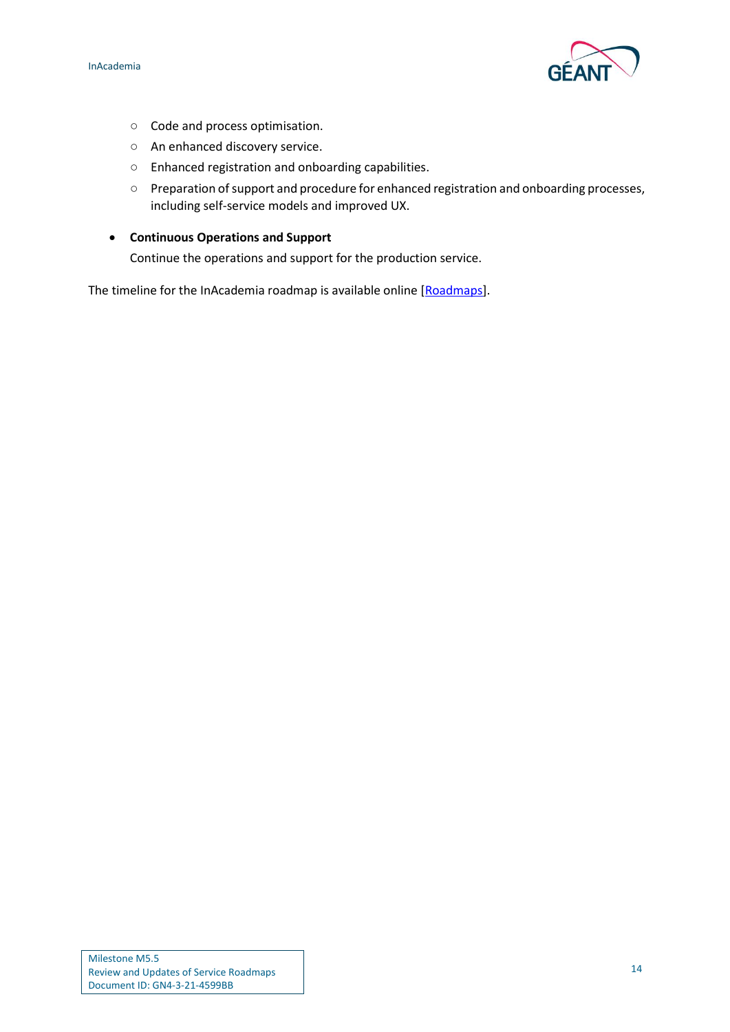- Code and process optimisation.
  - An enhanced discovery service.
  - Enhanced registration and onboarding capabilities.
  - Preparation of support and procedure for enhanced registration and onboarding processes, including self-service models and improved UX.

- **Continuous Operations and Support**

  Continue the operations and support for the production service.

The timeline for the InAcademia roadmap is available online [Roadmaps].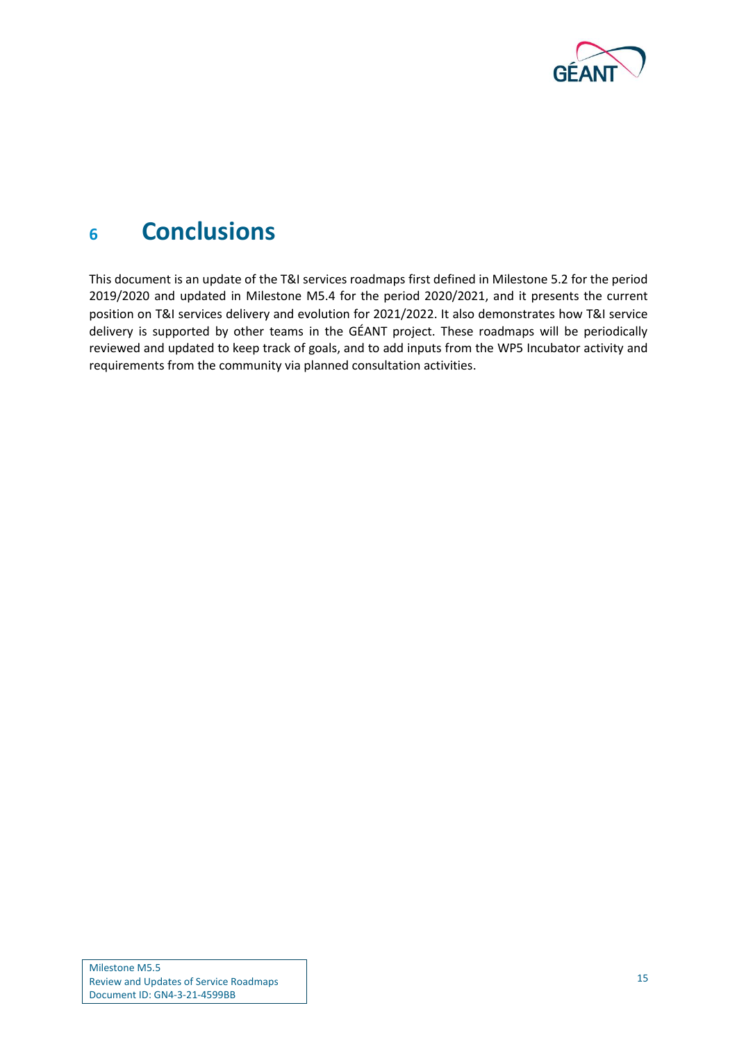# 6 Conclusions

This document is an update of the T&I services roadmaps first defined in Milestone 5.2 for the period 2019/2020 and updated in Milestone M5.4 for the period 2020/2021, and it presents the current position on T&I services delivery and evolution for 2021/2022. It also demonstrates how T&I service delivery is supported by other teams in the GÉANT project. These roadmaps will be periodically reviewed and updated to keep track of goals, and to add inputs from the WP5 Incubator activity and requirements from the community via planned consultation activities.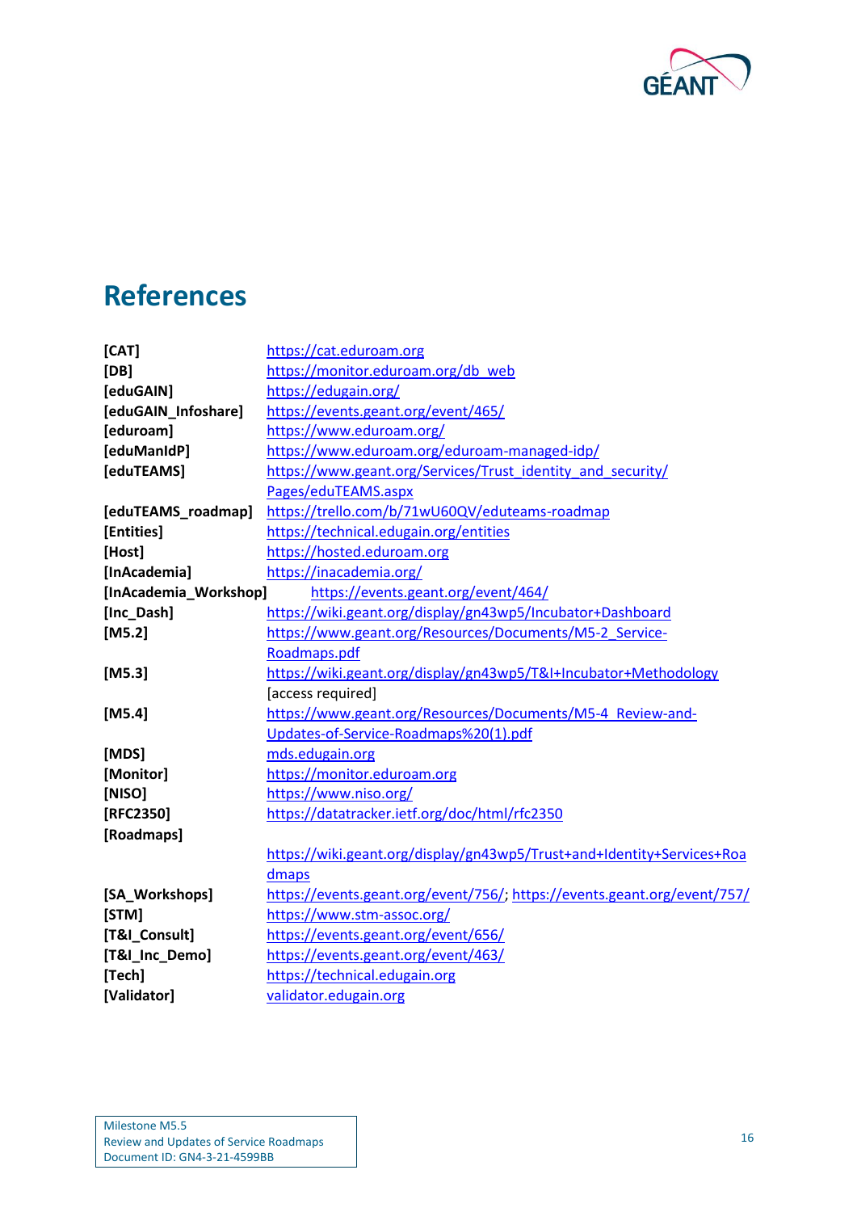# References

| | |
|---|---|
| **[CAT]** | https://cat.eduroam.org |
| **[DB]** | https://monitor.eduroam.org/db_web |
| **[eduGAIN]** | https://edugain.org/ |
| **[eduGAIN_Infoshare]** | https://events.geant.org/event/465/ |
| **[eduroam]** | https://www.eduroam.org/ |
| **[eduManIdP]** | https://www.eduroam.org/eduroam-managed-idp/ |
| **[eduTEAMS]** | https://www.geant.org/Services/Trust_identity_and_security/Pages/eduTEAMS.aspx |
| **[eduTEAMS_roadmap]** | https://trello.com/b/71wU60QV/eduteams-roadmap |
| **[Entities]** | https://technical.edugain.org/entities |
| **[Host]** | https://hosted.eduroam.org |
| **[InAcademia]** | https://inacademia.org/ |
| **[InAcademia_Workshop]** | https://events.geant.org/event/464/ |
| **[Inc_Dash]** | https://wiki.geant.org/display/gn43wp5/Incubator+Dashboard |
| **[M5.2]** | https://www.geant.org/Resources/Documents/M5-2_Service-Roadmaps.pdf |
| **[M5.3]** | https://wiki.geant.org/display/gn43wp5/T&I+Incubator+Methodology [access required] |
| **[M5.4]** | https://www.geant.org/Resources/Documents/M5-4_Review-and-Updates-of-Service-Roadmaps%20(1).pdf |
| **[MDS]** | mds.edugain.org |
| **[Monitor]** | https://monitor.eduroam.org |
| **[NISO]** | https://www.niso.org/ |
| **[RFC2350]** | https://datatracker.ietf.org/doc/html/rfc2350 |
| **[Roadmaps]** | https://wiki.geant.org/display/gn43wp5/Trust+and+Identity+Services+Roadmaps |
| **[SA_Workshops]** | https://events.geant.org/event/756/; https://events.geant.org/event/757/ |
| **[STM]** | https://www.stm-assoc.org/ |
| **[T&I_Consult]** | https://events.geant.org/event/656/ |
| **[T&I_Inc_Demo]** | https://events.geant.org/event/463/ |
| **[Tech]** | https://technical.edugain.org |
| **[Validator]** | validator.edugain.org |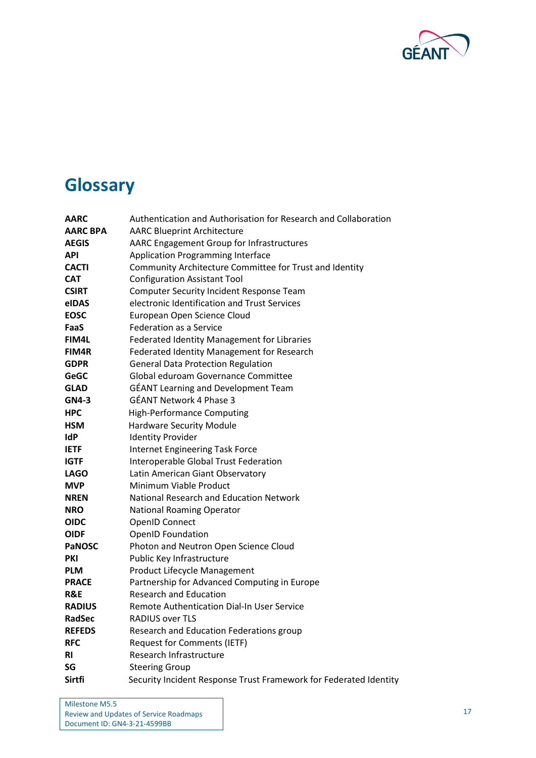# Glossary

| | |
|---|---|
| **AARC** | Authentication and Authorisation for Research and Collaboration |
| **AARC BPA** | AARC Blueprint Architecture |
| **AEGIS** | AARC Engagement Group for Infrastructures |
| **API** | Application Programming Interface |
| **CACTI** | Community Architecture Committee for Trust and Identity |
| **CAT** | Configuration Assistant Tool |
| **CSIRT** | Computer Security Incident Response Team |
| **eIDAS** | electronic Identification and Trust Services |
| **EOSC** | European Open Science Cloud |
| **FaaS** | Federation as a Service |
| **FIM4L** | Federated Identity Management for Libraries |
| **FIM4R** | Federated Identity Management for Research |
| **GDPR** | General Data Protection Regulation |
| **GeGC** | Global eduroam Governance Committee |
| **GLAD** | GÉANT Learning and Development Team |
| **GN4-3** | GÉANT Network 4 Phase 3 |
| **HPC** | High-Performance Computing |
| **HSM** | Hardware Security Module |
| **IdP** | Identity Provider |
| **IETF** | Internet Engineering Task Force |
| **IGTF** | Interoperable Global Trust Federation |
| **LAGO** | Latin American Giant Observatory |
| **MVP** | Minimum Viable Product |
| **NREN** | National Research and Education Network |
| **NRO** | National Roaming Operator |
| **OIDC** | OpenID Connect |
| **OIDF** | OpenID Foundation |
| **PaNOSC** | Photon and Neutron Open Science Cloud |
| **PKI** | Public Key Infrastructure |
| **PLM** | Product Lifecycle Management |
| **PRACE** | Partnership for Advanced Computing in Europe |
| **R&E** | Research and Education |
| **RADIUS** | Remote Authentication Dial-In User Service |
| **RadSec** | RADIUS over TLS |
| **REFEDS** | Research and Education Federations group |
| **RFC** | Request for Comments (IETF) |
| **RI** | Research Infrastructure |
| **SG** | Steering Group |
| **Sirtfi** | Security Incident Response Trust Framework for Federated Identity |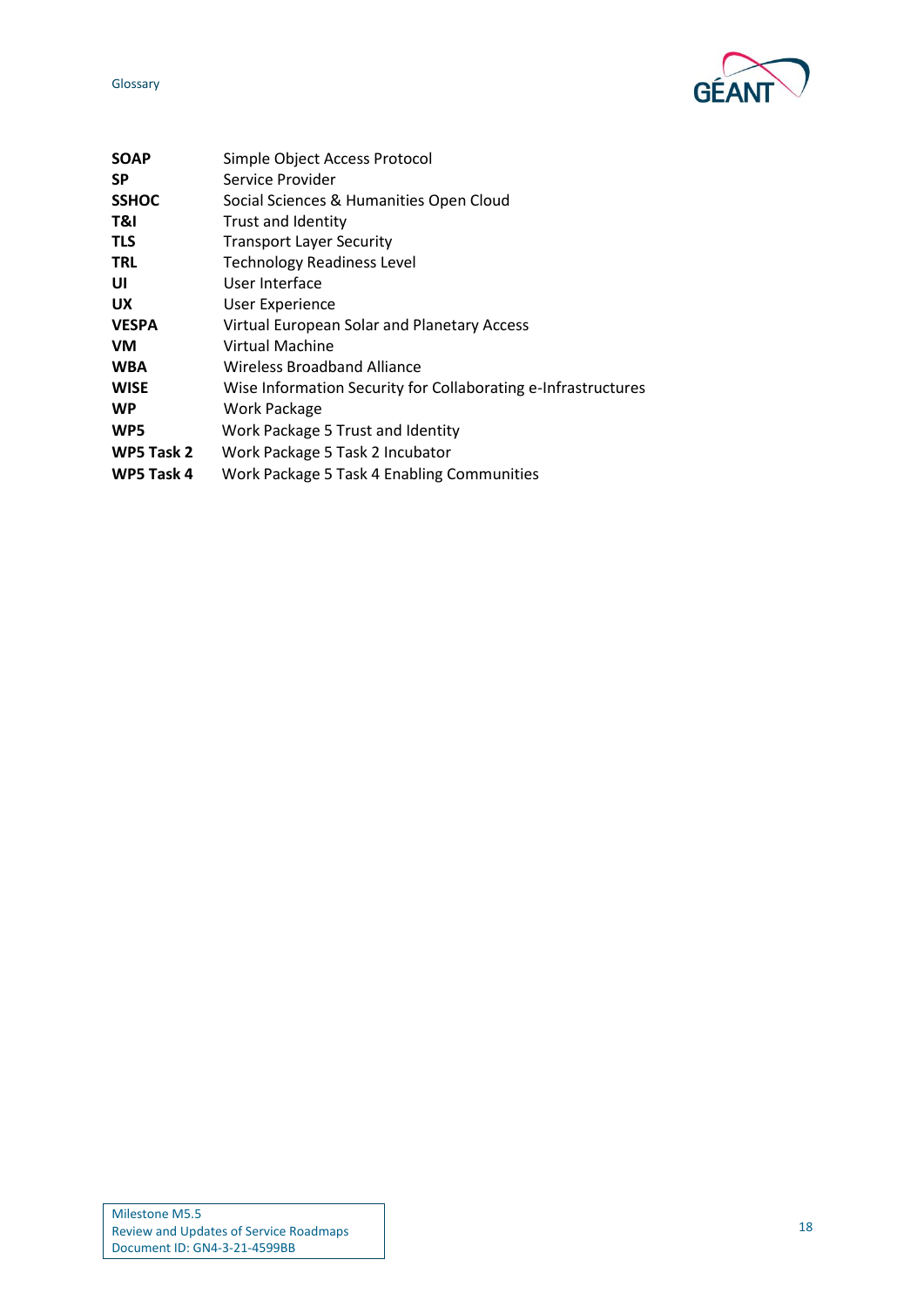| | |
|---|---|
| **SOAP** | Simple Object Access Protocol |
| **SP** | Service Provider |
| **SSHOC** | Social Sciences & Humanities Open Cloud |
| **T&I** | Trust and Identity |
| **TLS** | Transport Layer Security |
| **TRL** | Technology Readiness Level |
| **UI** | User Interface |
| **UX** | User Experience |
| **VESPA** | Virtual European Solar and Planetary Access |
| **VM** | Virtual Machine |
| **WBA** | Wireless Broadband Alliance |
| **WISE** | Wise Information Security for Collaborating e-Infrastructures |
| **WP** | Work Package |
| **WP5** | Work Package 5 Trust and Identity |
| **WP5 Task 2** | Work Package 5 Task 2 Incubator |
| **WP5 Task 4** | Work Package 5 Task 4 Enabling Communities |